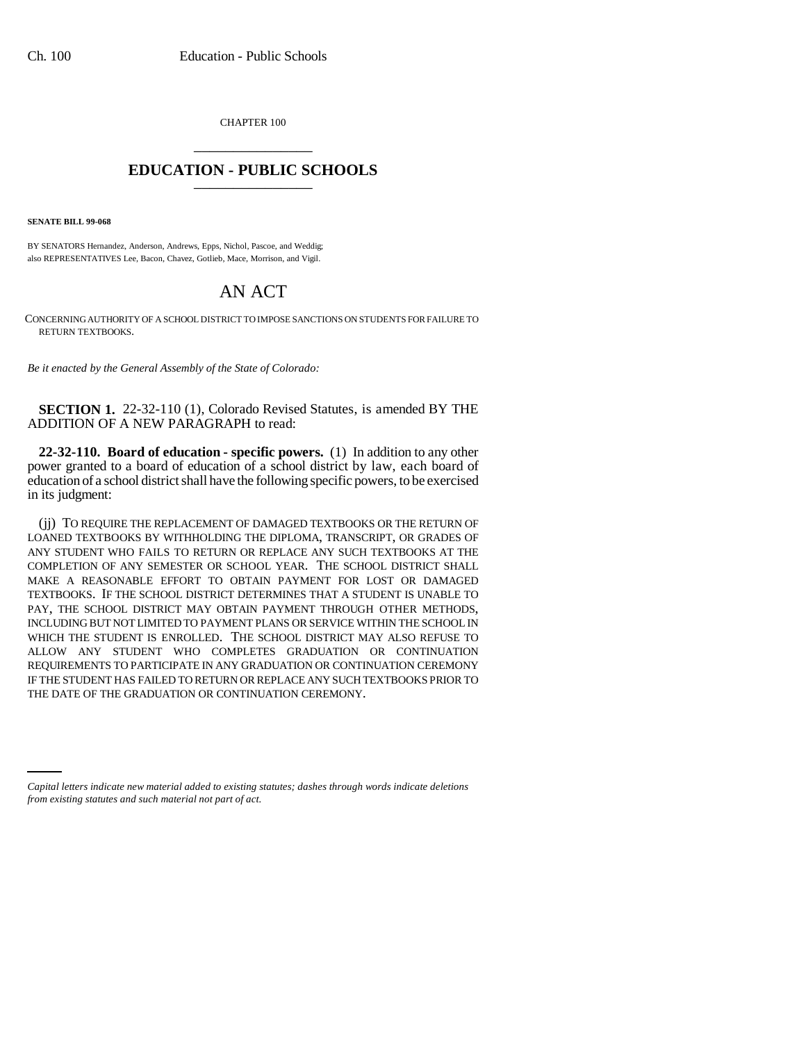CHAPTER 100

# EDUCATION - PUBLIC SCHOOLS

**SENATE BILL 99-068**

BY SENATORS Hernandez, Anderson, Andrews, Epps, Nichol, Pascoe, and Weddig;
also REPRESENTATIVES Lee, Bacon, Chavez, Gotlieb, Mace, Morrison, and Vigil.

# AN ACT

CONCERNING AUTHORITY OF A SCHOOL DISTRICT TO IMPOSE SANCTIONS ON STUDENTS FOR FAILURE TO RETURN TEXTBOOKS.

*Be it enacted by the General Assembly of the State of Colorado:*

**SECTION 1.** 22-32-110 (1), Colorado Revised Statutes, is amended BY THE ADDITION OF A NEW PARAGRAPH to read:

**22-32-110. Board of education - specific powers.** (1) In addition to any other power granted to a board of education of a school district by law, each board of education of a school district shall have the following specific powers, to be exercised in its judgment:

(jj) TO REQUIRE THE REPLACEMENT OF DAMAGED TEXTBOOKS OR THE RETURN OF LOANED TEXTBOOKS BY WITHHOLDING THE DIPLOMA, TRANSCRIPT, OR GRADES OF ANY STUDENT WHO FAILS TO RETURN OR REPLACE ANY SUCH TEXTBOOKS AT THE COMPLETION OF ANY SEMESTER OR SCHOOL YEAR. THE SCHOOL DISTRICT SHALL MAKE A REASONABLE EFFORT TO OBTAIN PAYMENT FOR LOST OR DAMAGED TEXTBOOKS. IF THE SCHOOL DISTRICT DETERMINES THAT A STUDENT IS UNABLE TO PAY, THE SCHOOL DISTRICT MAY OBTAIN PAYMENT THROUGH OTHER METHODS, INCLUDING BUT NOT LIMITED TO PAYMENT PLANS OR SERVICE WITHIN THE SCHOOL IN WHICH THE STUDENT IS ENROLLED. THE SCHOOL DISTRICT MAY ALSO REFUSE TO ALLOW ANY STUDENT WHO COMPLETES GRADUATION OR CONTINUATION REQUIREMENTS TO PARTICIPATE IN ANY GRADUATION OR CONTINUATION CEREMONY IF THE STUDENT HAS FAILED TO RETURN OR REPLACE ANY SUCH TEXTBOOKS PRIOR TO THE DATE OF THE GRADUATION OR CONTINUATION CEREMONY.

*Capital letters indicate new material added to existing statutes; dashes through words indicate deletions from existing statutes and such material not part of act.*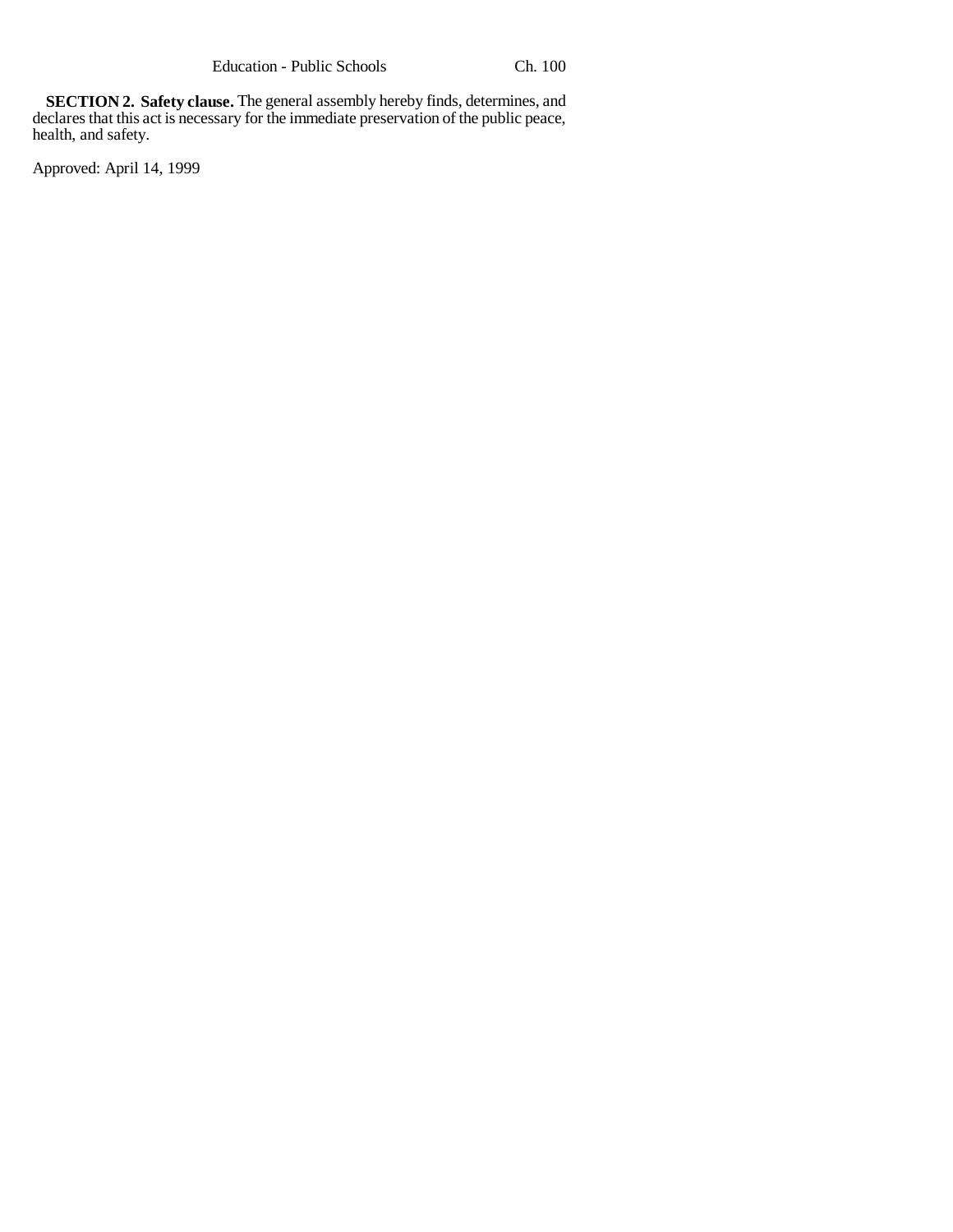**SECTION 2. Safety clause.** The general assembly hereby finds, determines, and declares that this act is necessary for the immediate preservation of the public peace, health, and safety.

Approved: April 14, 1999